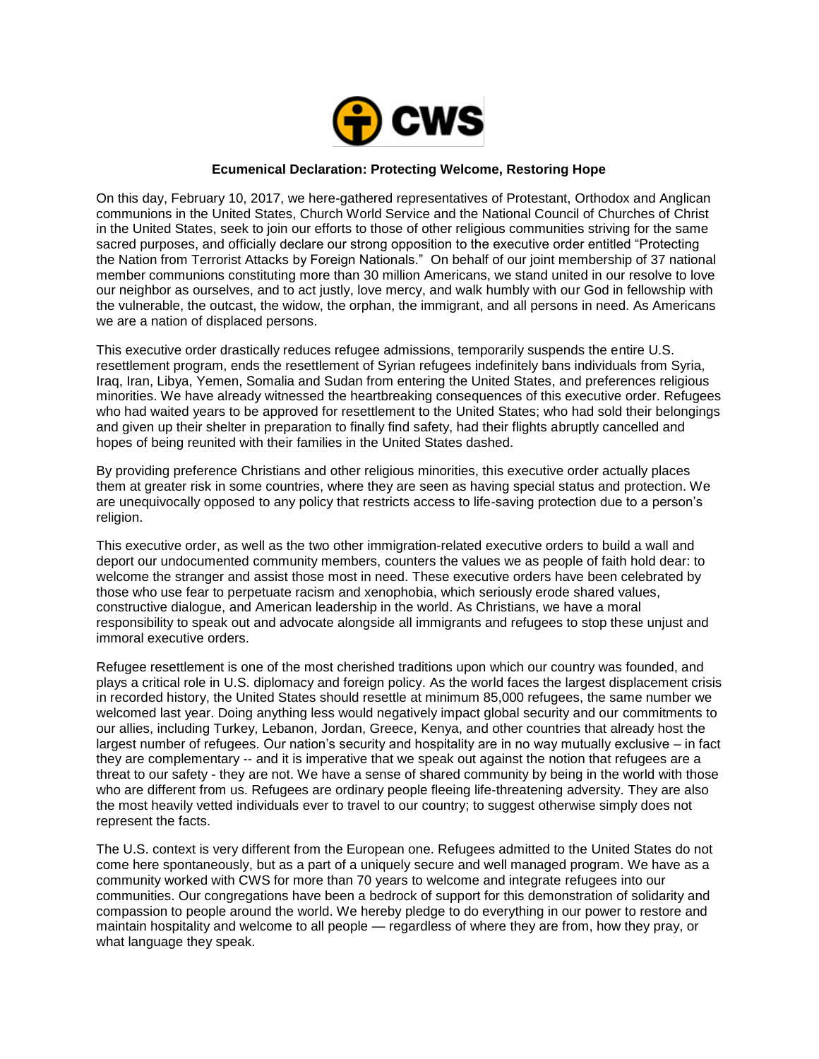CWS

**Ecumenical Declaration: Protecting Welcome, Restoring Hope**

On this day, February 10, 2017, we here-gathered representatives of Protestant, Orthodox and Anglican communions in the United States, Church World Service and the National Council of Churches of Christ in the United States, seek to join our efforts to those of other religious communities striving for the same sacred purposes, and officially declare our strong opposition to the executive order entitled "Protecting the Nation from Terrorist Attacks by Foreign Nationals." On behalf of our joint membership of 37 national member communions constituting more than 30 million Americans, we stand united in our resolve to love our neighbor as ourselves, and to act justly, love mercy, and walk humbly with our God in fellowship with the vulnerable, the outcast, the widow, the orphan, the immigrant, and all persons in need. As Americans we are a nation of displaced persons.

This executive order drastically reduces refugee admissions, temporarily suspends the entire U.S. resettlement program, ends the resettlement of Syrian refugees indefinitely bans individuals from Syria, Iraq, Iran, Libya, Yemen, Somalia and Sudan from entering the United States, and preferences religious minorities. We have already witnessed the heartbreaking consequences of this executive order. Refugees who had waited years to be approved for resettlement to the United States; who had sold their belongings and given up their shelter in preparation to finally find safety, had their flights abruptly cancelled and hopes of being reunited with their families in the United States dashed.

By providing preference Christians and other religious minorities, this executive order actually places them at greater risk in some countries, where they are seen as having special status and protection. We are unequivocally opposed to any policy that restricts access to life-saving protection due to a person's religion.

This executive order, as well as the two other immigration-related executive orders to build a wall and deport our undocumented community members, counters the values we as people of faith hold dear: to welcome the stranger and assist those most in need. These executive orders have been celebrated by those who use fear to perpetuate racism and xenophobia, which seriously erode shared values, constructive dialogue, and American leadership in the world. As Christians, we have a moral responsibility to speak out and advocate alongside all immigrants and refugees to stop these unjust and immoral executive orders.

Refugee resettlement is one of the most cherished traditions upon which our country was founded, and plays a critical role in U.S. diplomacy and foreign policy. As the world faces the largest displacement crisis in recorded history, the United States should resettle at minimum 85,000 refugees, the same number we welcomed last year. Doing anything less would negatively impact global security and our commitments to our allies, including Turkey, Lebanon, Jordan, Greece, Kenya, and other countries that already host the largest number of refugees. Our nation's security and hospitality are in no way mutually exclusive – in fact they are complementary -- and it is imperative that we speak out against the notion that refugees are a threat to our safety - they are not. We have a sense of shared community by being in the world with those who are different from us. Refugees are ordinary people fleeing life-threatening adversity. They are also the most heavily vetted individuals ever to travel to our country; to suggest otherwise simply does not represent the facts.

The U.S. context is very different from the European one. Refugees admitted to the United States do not come here spontaneously, but as a part of a uniquely secure and well managed program. We have as a community worked with CWS for more than 70 years to welcome and integrate refugees into our communities. Our congregations have been a bedrock of support for this demonstration of solidarity and compassion to people around the world. We hereby pledge to do everything in our power to restore and maintain hospitality and welcome to all people — regardless of where they are from, how they pray, or what language they speak.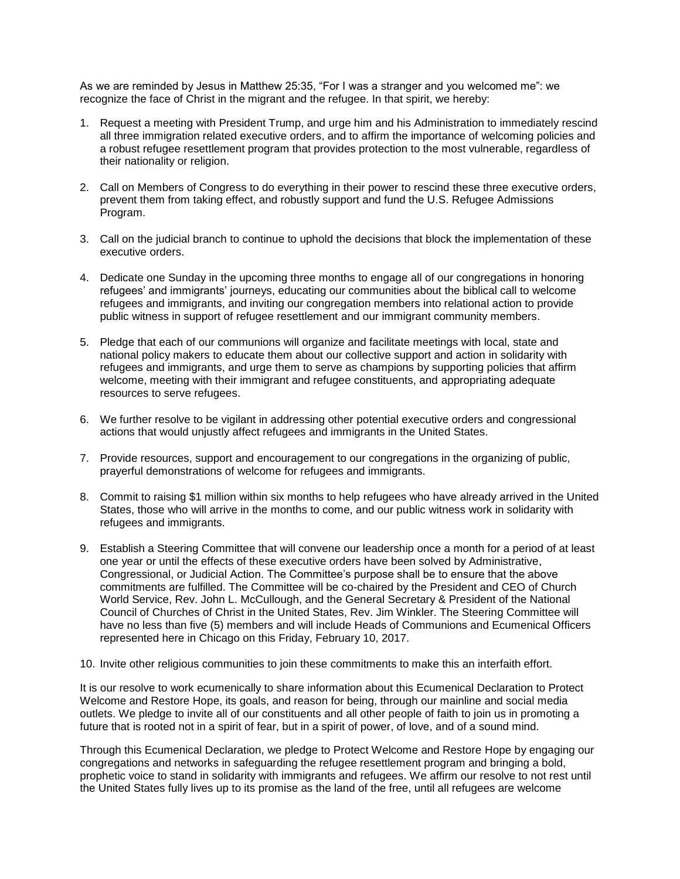As we are reminded by Jesus in Matthew 25:35, "For I was a stranger and you welcomed me": we recognize the face of Christ in the migrant and the refugee. In that spirit, we hereby:

1. Request a meeting with President Trump, and urge him and his Administration to immediately rescind all three immigration related executive orders, and to affirm the importance of welcoming policies and a robust refugee resettlement program that provides protection to the most vulnerable, regardless of their nationality or religion.

2. Call on Members of Congress to do everything in their power to rescind these three executive orders, prevent them from taking effect, and robustly support and fund the U.S. Refugee Admissions Program.

3. Call on the judicial branch to continue to uphold the decisions that block the implementation of these executive orders.

4. Dedicate one Sunday in the upcoming three months to engage all of our congregations in honoring refugees' and immigrants' journeys, educating our communities about the biblical call to welcome refugees and immigrants, and inviting our congregation members into relational action to provide public witness in support of refugee resettlement and our immigrant community members.

5. Pledge that each of our communions will organize and facilitate meetings with local, state and national policy makers to educate them about our collective support and action in solidarity with refugees and immigrants, and urge them to serve as champions by supporting policies that affirm welcome, meeting with their immigrant and refugee constituents, and appropriating adequate resources to serve refugees.

6. We further resolve to be vigilant in addressing other potential executive orders and congressional actions that would unjustly affect refugees and immigrants in the United States.

7. Provide resources, support and encouragement to our congregations in the organizing of public, prayerful demonstrations of welcome for refugees and immigrants.

8. Commit to raising $1 million within six months to help refugees who have already arrived in the United States, those who will arrive in the months to come, and our public witness work in solidarity with refugees and immigrants.

9. Establish a Steering Committee that will convene our leadership once a month for a period of at least one year or until the effects of these executive orders have been solved by Administrative, Congressional, or Judicial Action. The Committee's purpose shall be to ensure that the above commitments are fulfilled. The Committee will be co-chaired by the President and CEO of Church World Service, Rev. John L. McCullough, and the General Secretary & President of the National Council of Churches of Christ in the United States, Rev. Jim Winkler. The Steering Committee will have no less than five (5) members and will include Heads of Communions and Ecumenical Officers represented here in Chicago on this Friday, February 10, 2017.

10. Invite other religious communities to join these commitments to make this an interfaith effort.

It is our resolve to work ecumenically to share information about this Ecumenical Declaration to Protect Welcome and Restore Hope, its goals, and reason for being, through our mainline and social media outlets. We pledge to invite all of our constituents and all other people of faith to join us in promoting a future that is rooted not in a spirit of fear, but in a spirit of power, of love, and of a sound mind.

Through this Ecumenical Declaration, we pledge to Protect Welcome and Restore Hope by engaging our congregations and networks in safeguarding the refugee resettlement program and bringing a bold, prophetic voice to stand in solidarity with immigrants and refugees. We affirm our resolve to not rest until the United States fully lives up to its promise as the land of the free, until all refugees are welcome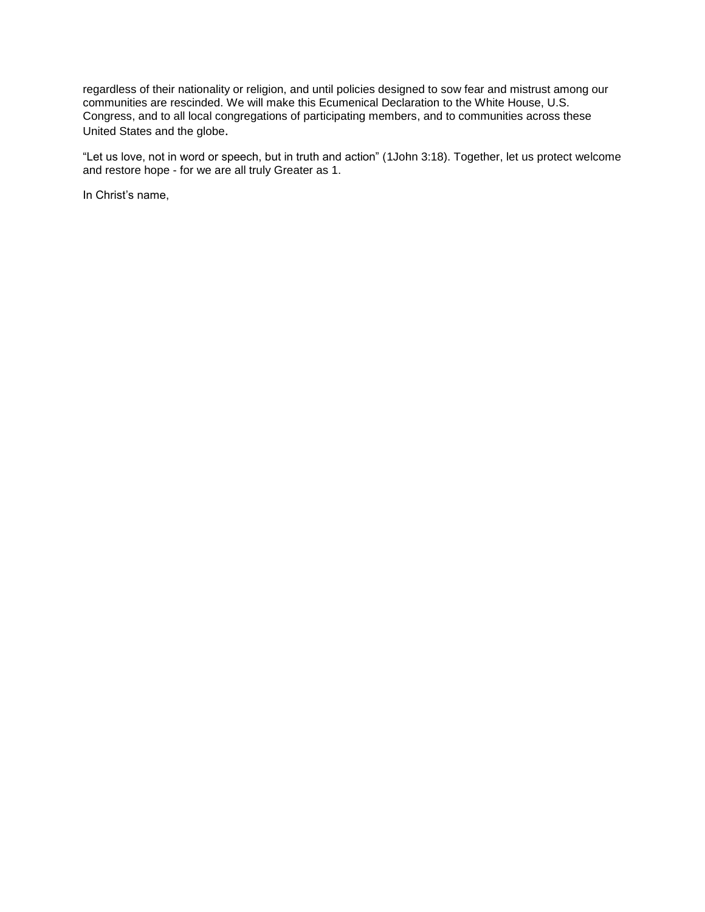regardless of their nationality or religion, and until policies designed to sow fear and mistrust among our communities are rescinded. We will make this Ecumenical Declaration to the White House, U.S. Congress, and to all local congregations of participating members, and to communities across these United States and the globe.

“Let us love, not in word or speech, but in truth and action” (1John 3:18). Together, let us protect welcome and restore hope - for we are all truly Greater as 1.

In Christ’s name,